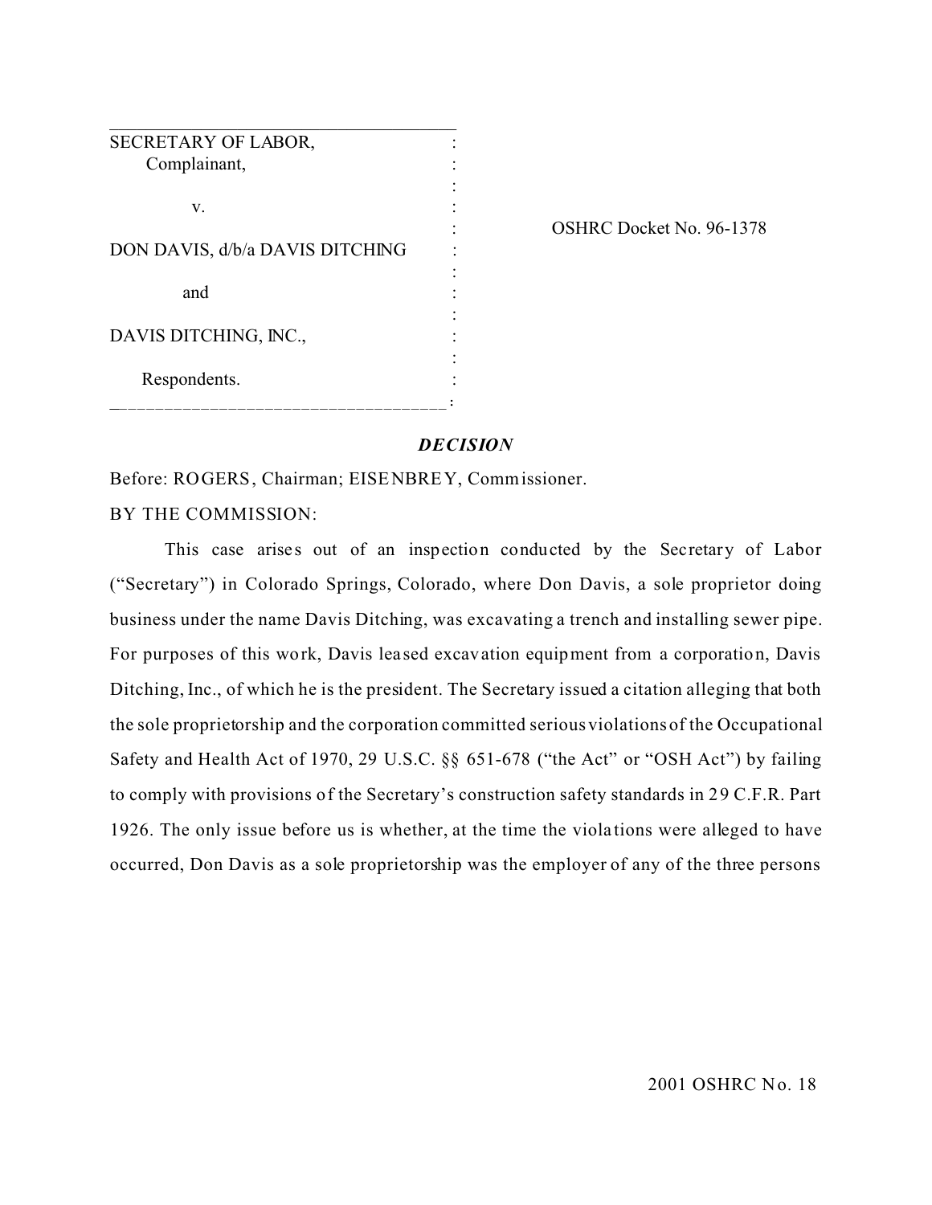SECRETARY OF LABOR,
Complainant,

v.

DON DAVIS, d/b/a DAVIS DITCHING

and

DAVIS DITCHING, INC.,

Respondents.

OSHRC Docket No. 96-1378

***DECISION***

Before: ROGERS, Chairman; EISENBREY, Commissioner.

BY THE COMMISSION:

This case arises out of an inspection conducted by the Secretary of Labor ("Secretary") in Colorado Springs, Colorado, where Don Davis, a sole proprietor doing business under the name Davis Ditching, was excavating a trench and installing sewer pipe. For purposes of this work, Davis leased excavation equipment from a corporation, Davis Ditching, Inc., of which he is the president. The Secretary issued a citation alleging that both the sole proprietorship and the corporation committed serious violations of the Occupational Safety and Health Act of 1970, 29 U.S.C. §§ 651-678 ("the Act" or "OSH Act") by failing to comply with provisions of the Secretary's construction safety standards in 29 C.F.R. Part 1926. The only issue before us is whether, at the time the violations were alleged to have occurred, Don Davis as a sole proprietorship was the employer of any of the three persons

2001 OSHRC No. 18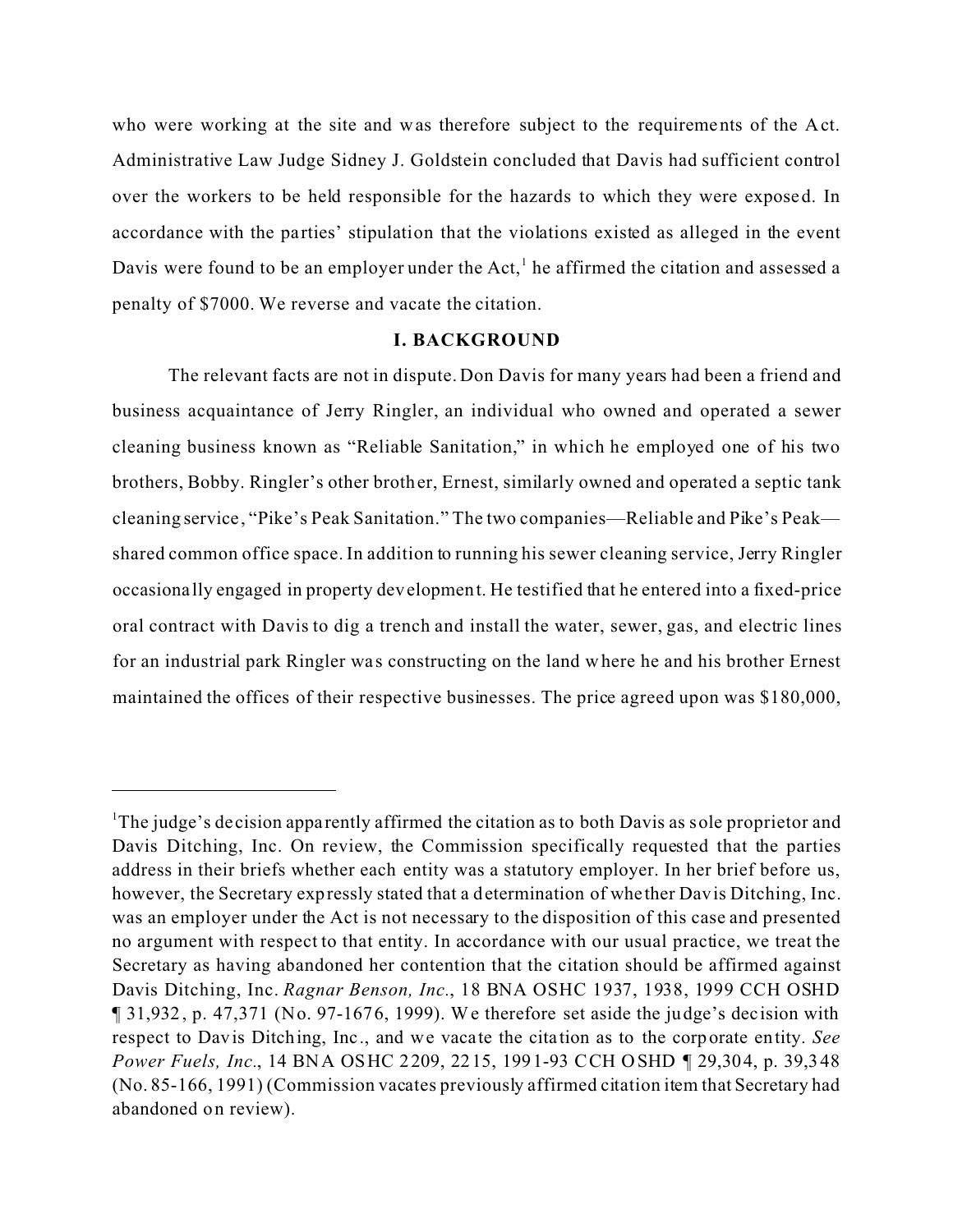who were working at the site and was therefore subject to the requirements of the Act. Administrative Law Judge Sidney J. Goldstein concluded that Davis had sufficient control over the workers to be held responsible for the hazards to which they were exposed. In accordance with the parties' stipulation that the violations existed as alleged in the event Davis were found to be an employer under the Act,[1] he affirmed the citation and assessed a penalty of $7000. We reverse and vacate the citation.

## I. BACKGROUND

The relevant facts are not in dispute. Don Davis for many years had been a friend and business acquaintance of Jerry Ringler, an individual who owned and operated a sewer cleaning business known as "Reliable Sanitation," in which he employed one of his two brothers, Bobby. Ringler's other brother, Ernest, similarly owned and operated a septic tank cleaning service, "Pike's Peak Sanitation." The two companies—Reliable and Pike's Peak—shared common office space. In addition to running his sewer cleaning service, Jerry Ringler occasionally engaged in property development. He testified that he entered into a fixed-price oral contract with Davis to dig a trench and install the water, sewer, gas, and electric lines for an industrial park Ringler was constructing on the land where he and his brother Ernest maintained the offices of their respective businesses. The price agreed upon was $180,000,

---

[1] The judge's decision apparently affirmed the citation as to both Davis as sole proprietor and Davis Ditching, Inc. On review, the Commission specifically requested that the parties address in their briefs whether each entity was a statutory employer. In her brief before us, however, the Secretary expressly stated that a determination of whether Davis Ditching, Inc. was an employer under the Act is not necessary to the disposition of this case and presented no argument with respect to that entity. In accordance with our usual practice, we treat the Secretary as having abandoned her contention that the citation should be affirmed against Davis Ditching, Inc. *Ragnar Benson, Inc.*, 18 BNA OSHC 1937, 1938, 1999 CCH OSHD ¶ 31,932, p. 47,371 (No. 97-1676, 1999). We therefore set aside the judge's decision with respect to Davis Ditching, Inc., and we vacate the citation as to the corporate entity. *See Power Fuels, Inc.*, 14 BNA OSHC 2209, 2215, 1991-93 CCH OSHD ¶ 29,304, p. 39,348 (No. 85-166, 1991) (Commission vacates previously affirmed citation item that Secretary had abandoned on review).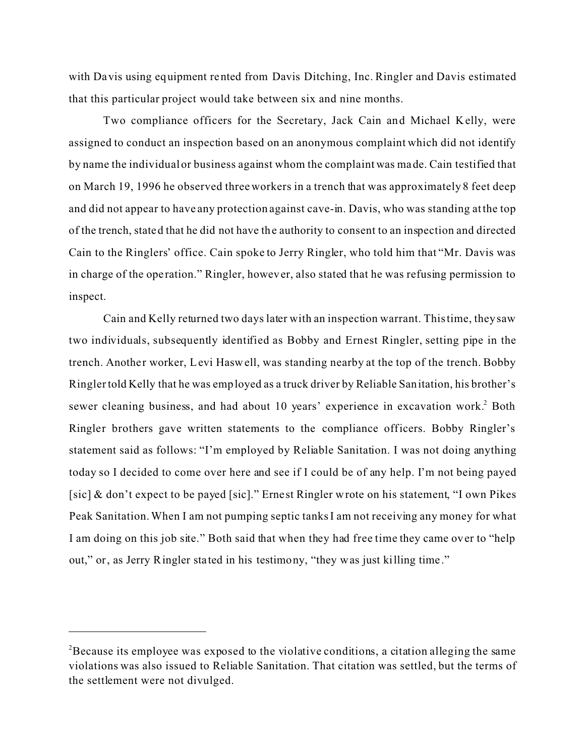with Davis using equipment rented from Davis Ditching, Inc. Ringler and Davis estimated that this particular project would take between six and nine months.

Two compliance officers for the Secretary, Jack Cain and Michael Kelly, were assigned to conduct an inspection based on an anonymous complaint which did not identify by name the individual or business against whom the complaint was made. Cain testified that on March 19, 1996 he observed three workers in a trench that was approximately 8 feet deep and did not appear to have any protection against cave-in. Davis, who was standing at the top of the trench, stated that he did not have the authority to consent to an inspection and directed Cain to the Ringlers' office. Cain spoke to Jerry Ringler, who told him that "Mr. Davis was in charge of the operation." Ringler, however, also stated that he was refusing permission to inspect.

Cain and Kelly returned two days later with an inspection warrant. This time, they saw two individuals, subsequently identified as Bobby and Ernest Ringler, setting pipe in the trench. Another worker, Levi Haswell, was standing nearby at the top of the trench. Bobby Ringler told Kelly that he was employed as a truck driver by Reliable Sanitation, his brother's sewer cleaning business, and had about 10 years' experience in excavation work.[2] Both Ringler brothers gave written statements to the compliance officers. Bobby Ringler's statement said as follows: "I'm employed by Reliable Sanitation. I was not doing anything today so I decided to come over here and see if I could be of any help. I'm not being payed [sic] & don't expect to be payed [sic]." Ernest Ringler wrote on his statement, "I own Pikes Peak Sanitation. When I am not pumping septic tanks I am not receiving any money for what I am doing on this job site." Both said that when they had free time they came over to "help out," or, as Jerry Ringler stated in his testimony, "they was just killing time."

---

[2]Because its employee was exposed to the violative conditions, a citation alleging the same violations was also issued to Reliable Sanitation. That citation was settled, but the terms of the settlement were not divulged.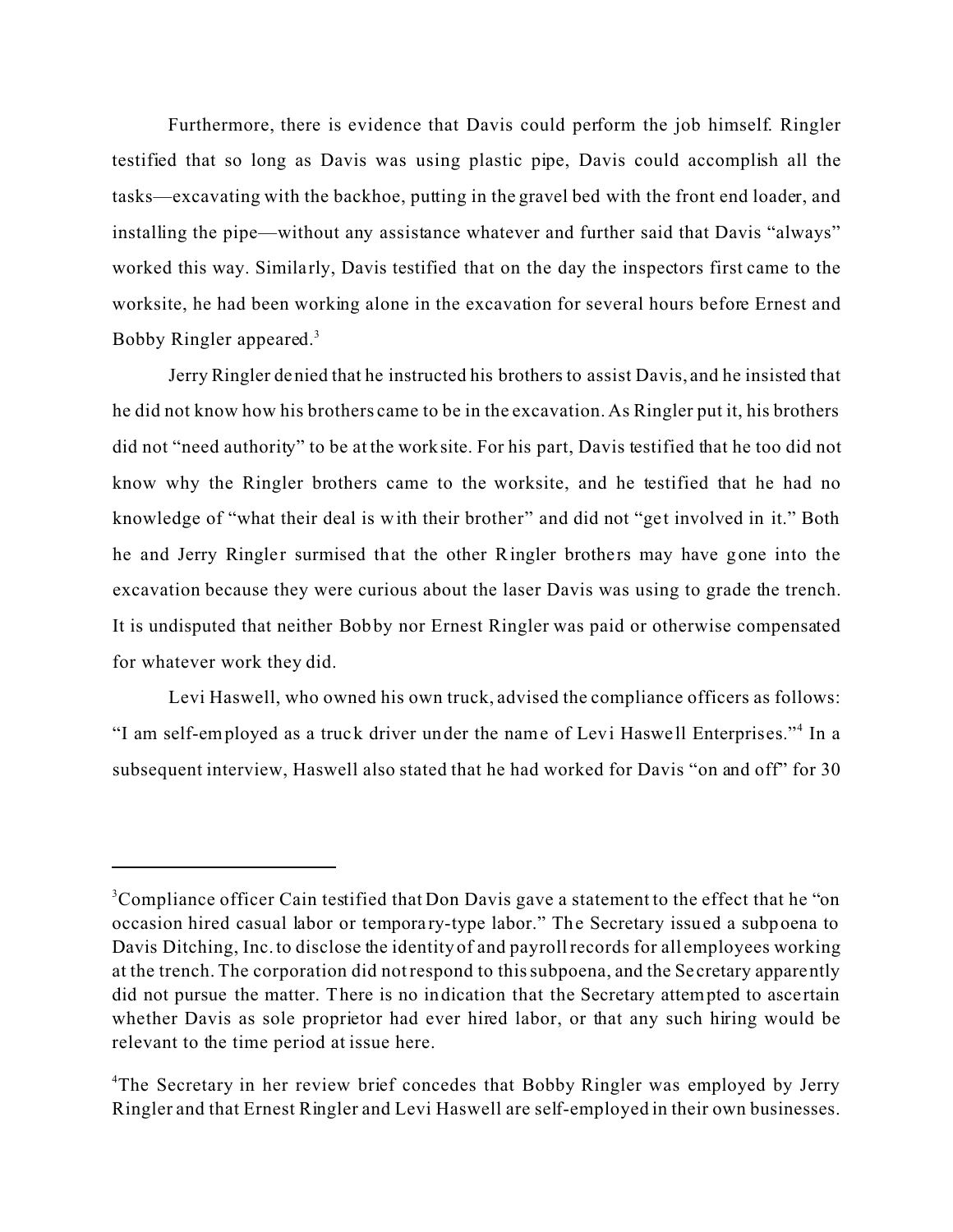Furthermore, there is evidence that Davis could perform the job himself. Ringler testified that so long as Davis was using plastic pipe, Davis could accomplish all the tasks—excavating with the backhoe, putting in the gravel bed with the front end loader, and installing the pipe—without any assistance whatever and further said that Davis "always" worked this way. Similarly, Davis testified that on the day the inspectors first came to the worksite, he had been working alone in the excavation for several hours before Ernest and Bobby Ringler appeared.[3]

Jerry Ringler denied that he instructed his brothers to assist Davis, and he insisted that he did not know how his brothers came to be in the excavation. As Ringler put it, his brothers did not "need authority" to be at the worksite. For his part, Davis testified that he too did not know why the Ringler brothers came to the worksite, and he testified that he had no knowledge of "what their deal is with their brother" and did not "get involved in it." Both he and Jerry Ringler surmised that the other Ringler brothers may have gone into the excavation because they were curious about the laser Davis was using to grade the trench. It is undisputed that neither Bobby nor Ernest Ringler was paid or otherwise compensated for whatever work they did.

Levi Haswell, who owned his own truck, advised the compliance officers as follows: "I am self-employed as a truck driver under the name of Levi Haswell Enterprises."[4] In a subsequent interview, Haswell also stated that he had worked for Davis "on and off" for 30

---

[3]Compliance officer Cain testified that Don Davis gave a statement to the effect that he "on occasion hired casual labor or temporary-type labor." The Secretary issued a subpoena to Davis Ditching, Inc. to disclose the identity of and payroll records for all employees working at the trench. The corporation did not respond to this subpoena, and the Secretary apparently did not pursue the matter. There is no indication that the Secretary attempted to ascertain whether Davis as sole proprietor had ever hired labor, or that any such hiring would be relevant to the time period at issue here.

[4]The Secretary in her review brief concedes that Bobby Ringler was employed by Jerry Ringler and that Ernest Ringler and Levi Haswell are self-employed in their own businesses.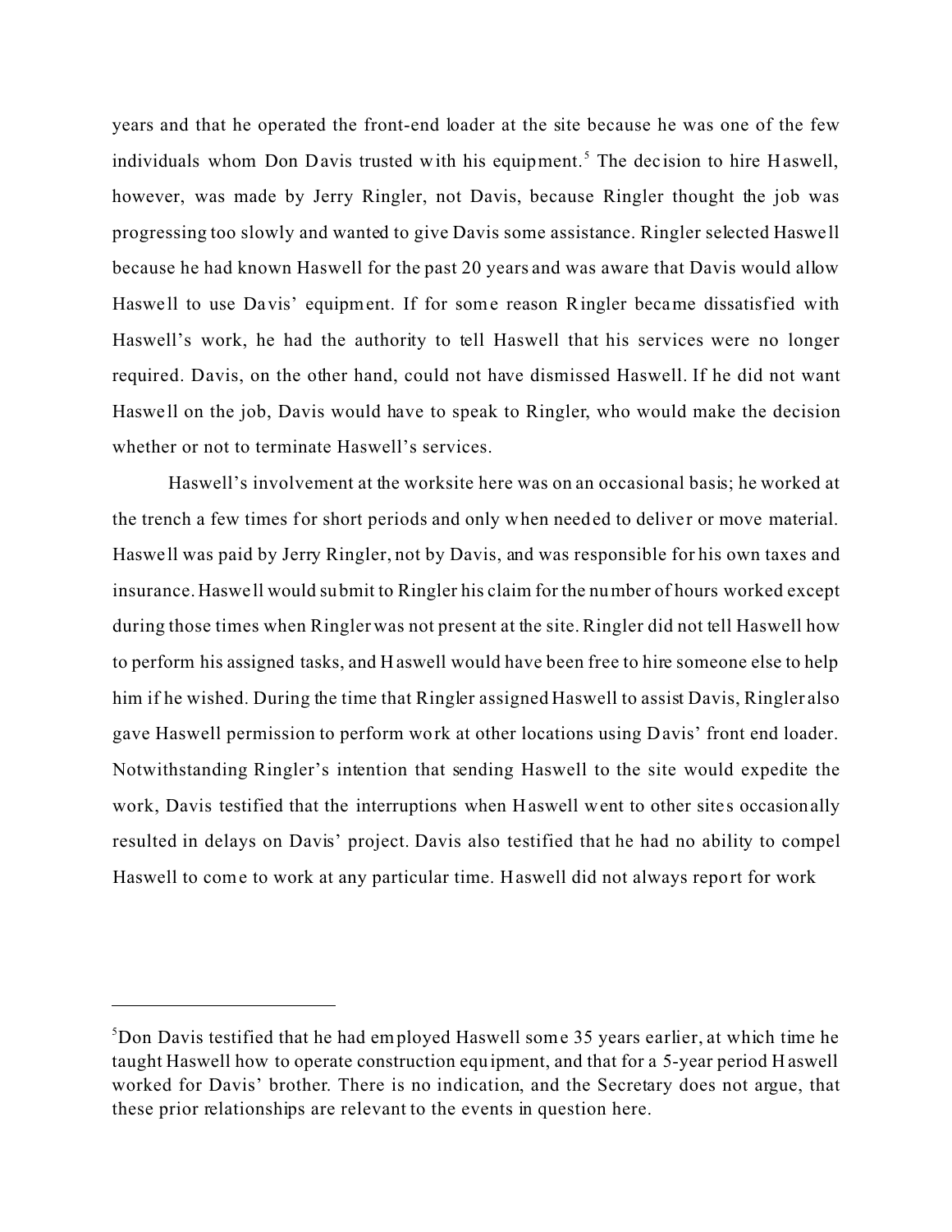years and that he operated the front-end loader at the site because he was one of the few individuals whom Don Davis trusted with his equipment.[5] The decision to hire Haswell, however, was made by Jerry Ringler, not Davis, because Ringler thought the job was progressing too slowly and wanted to give Davis some assistance. Ringler selected Haswell because he had known Haswell for the past 20 years and was aware that Davis would allow Haswell to use Davis' equipment. If for some reason Ringler became dissatisfied with Haswell's work, he had the authority to tell Haswell that his services were no longer required. Davis, on the other hand, could not have dismissed Haswell. If he did not want Haswell on the job, Davis would have to speak to Ringler, who would make the decision whether or not to terminate Haswell's services.

Haswell's involvement at the worksite here was on an occasional basis; he worked at the trench a few times for short periods and only when needed to deliver or move material. Haswell was paid by Jerry Ringler, not by Davis, and was responsible for his own taxes and insurance. Haswell would submit to Ringler his claim for the number of hours worked except during those times when Ringler was not present at the site. Ringler did not tell Haswell how to perform his assigned tasks, and Haswell would have been free to hire someone else to help him if he wished. During the time that Ringler assigned Haswell to assist Davis, Ringler also gave Haswell permission to perform work at other locations using Davis' front end loader. Notwithstanding Ringler's intention that sending Haswell to the site would expedite the work, Davis testified that the interruptions when Haswell went to other sites occasionally resulted in delays on Davis' project. Davis also testified that he had no ability to compel Haswell to come to work at any particular time. Haswell did not always report for work

---

[5]Don Davis testified that he had employed Haswell some 35 years earlier, at which time he taught Haswell how to operate construction equipment, and that for a 5-year period Haswell worked for Davis' brother. There is no indication, and the Secretary does not argue, that these prior relationships are relevant to the events in question here.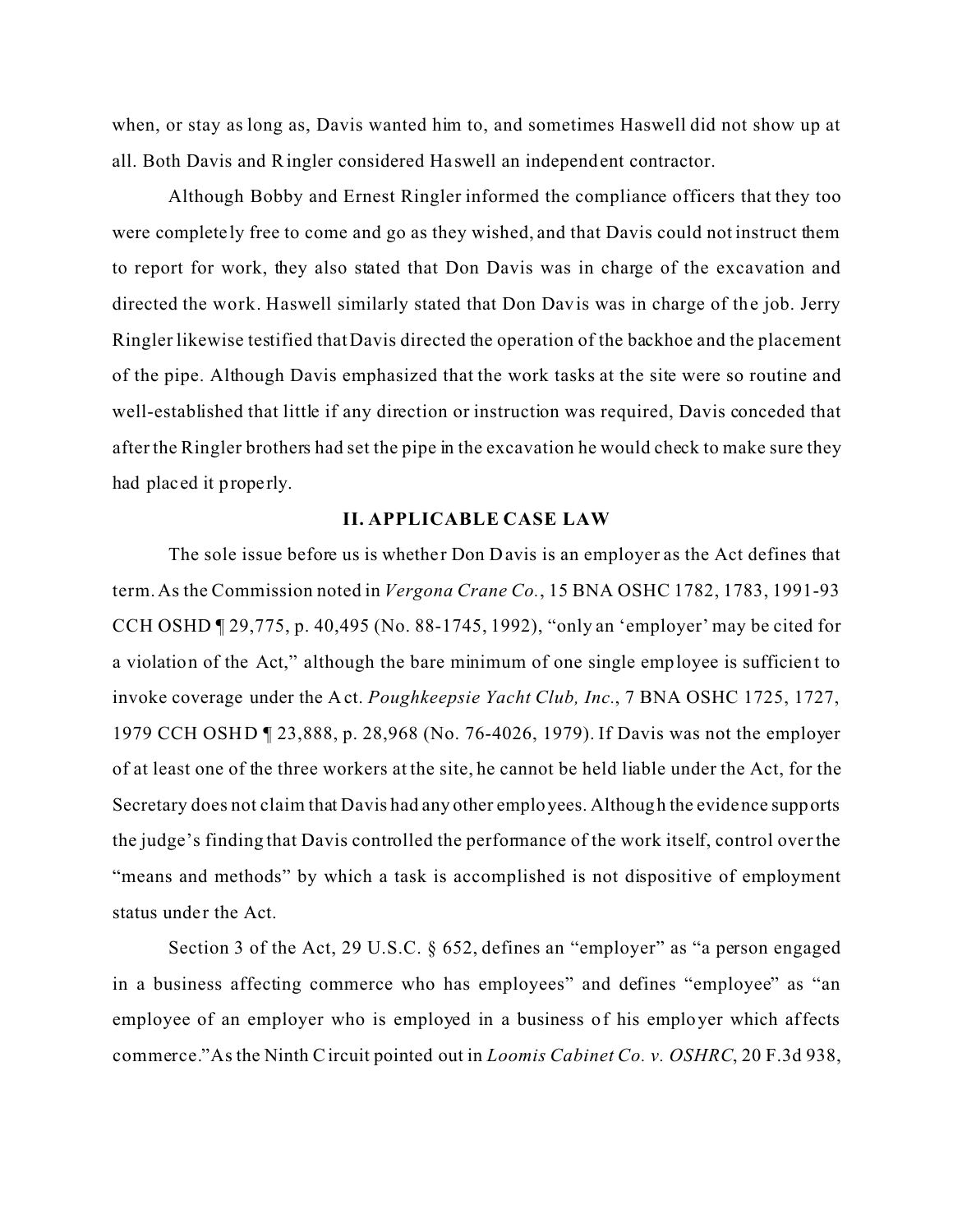when, or stay as long as, Davis wanted him to, and sometimes Haswell did not show up at all. Both Davis and Ringler considered Haswell an independent contractor.

Although Bobby and Ernest Ringler informed the compliance officers that they too were completely free to come and go as they wished, and that Davis could not instruct them to report for work, they also stated that Don Davis was in charge of the excavation and directed the work. Haswell similarly stated that Don Davis was in charge of the job. Jerry Ringler likewise testified that Davis directed the operation of the backhoe and the placement of the pipe. Although Davis emphasized that the work tasks at the site were so routine and well-established that little if any direction or instruction was required, Davis conceded that after the Ringler brothers had set the pipe in the excavation he would check to make sure they had placed it properly.

## II. APPLICABLE CASE LAW

The sole issue before us is whether Don Davis is an employer as the Act defines that term. As the Commission noted in *Vergona Crane Co.*, 15 BNA OSHC 1782, 1783, 1991-93 CCH OSHD ¶ 29,775, p. 40,495 (No. 88-1745, 1992), "only an 'employer' may be cited for a violation of the Act," although the bare minimum of one single employee is sufficient to invoke coverage under the Act. *Poughkeepsie Yacht Club, Inc.*, 7 BNA OSHC 1725, 1727, 1979 CCH OSHD ¶ 23,888, p. 28,968 (No. 76-4026, 1979). If Davis was not the employer of at least one of the three workers at the site, he cannot be held liable under the Act, for the Secretary does not claim that Davis had any other employees. Although the evidence supports the judge's finding that Davis controlled the performance of the work itself, control over the "means and methods" by which a task is accomplished is not dispositive of employment status under the Act.

Section 3 of the Act, 29 U.S.C. § 652, defines an "employer" as "a person engaged in a business affecting commerce who has employees" and defines "employee" as "an employee of an employer who is employed in a business of his employer which affects commerce." As the Ninth Circuit pointed out in *Loomis Cabinet Co. v. OSHRC*, 20 F.3d 938,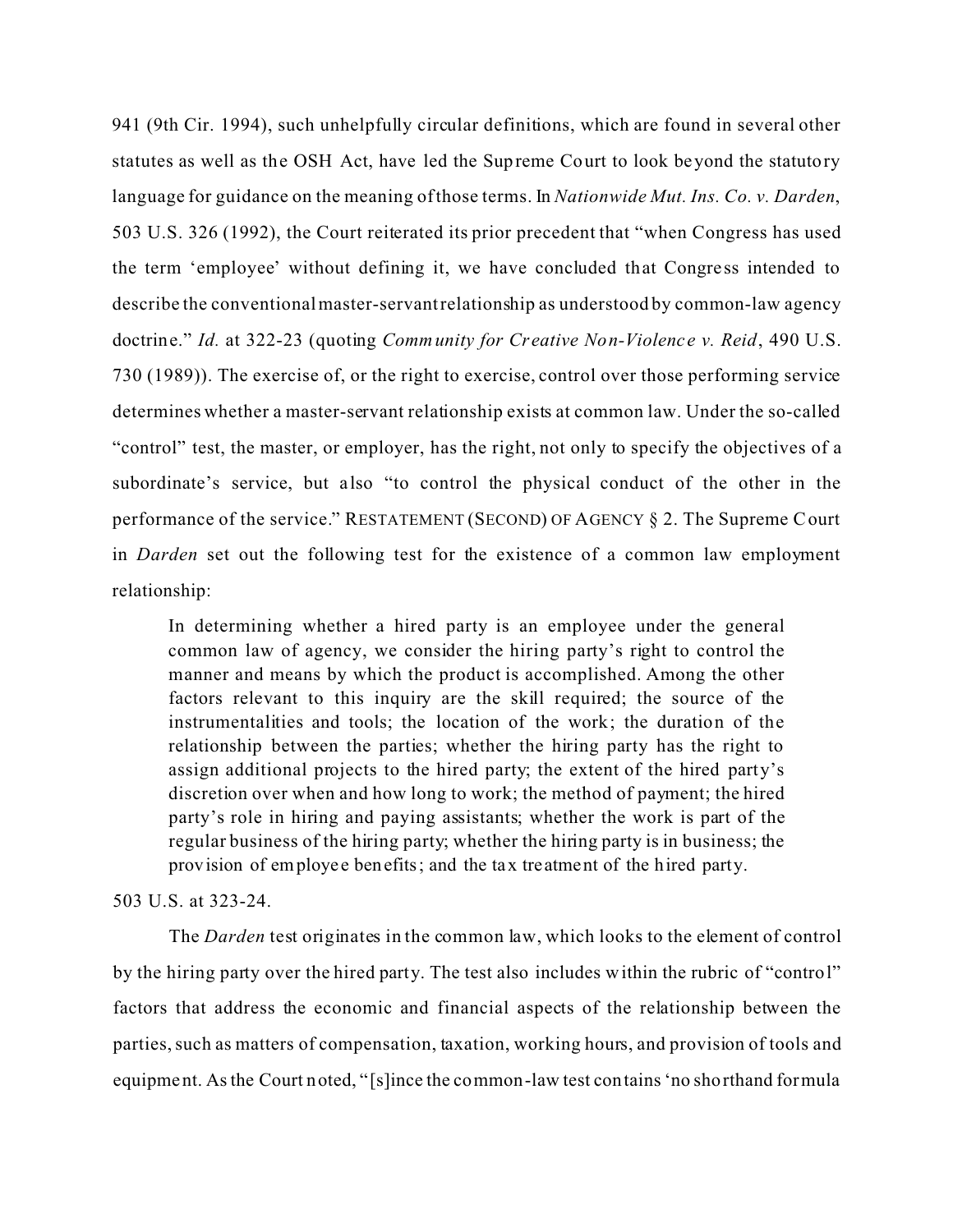941 (9th Cir. 1994), such unhelpfully circular definitions, which are found in several other statutes as well as the OSH Act, have led the Supreme Court to look beyond the statutory language for guidance on the meaning of those terms. In *Nationwide Mut. Ins. Co. v. Darden*, 503 U.S. 326 (1992), the Court reiterated its prior precedent that "when Congress has used the term 'employee' without defining it, we have concluded that Congress intended to describe the conventional master-servant relationship as understood by common-law agency doctrine." *Id.* at 322-23 (quoting *Community for Creative Non-Violence v. Reid*, 490 U.S. 730 (1989)). The exercise of, or the right to exercise, control over those performing service determines whether a master-servant relationship exists at common law. Under the so-called "control" test, the master, or employer, has the right, not only to specify the objectives of a subordinate's service, but also "to control the physical conduct of the other in the performance of the service." RESTATEMENT (SECOND) OF AGENCY § 2. The Supreme Court in *Darden* set out the following test for the existence of a common law employment relationship:

> In determining whether a hired party is an employee under the general common law of agency, we consider the hiring party's right to control the manner and means by which the product is accomplished. Among the other factors relevant to this inquiry are the skill required; the source of the instrumentalities and tools; the location of the work; the duration of the relationship between the parties; whether the hiring party has the right to assign additional projects to the hired party; the extent of the hired party's discretion over when and how long to work; the method of payment; the hired party's role in hiring and paying assistants; whether the work is part of the regular business of the hiring party; whether the hiring party is in business; the provision of employee benefits; and the tax treatment of the hired party.

503 U.S. at 323-24.

The *Darden* test originates in the common law, which looks to the element of control by the hiring party over the hired party. The test also includes within the rubric of "control" factors that address the economic and financial aspects of the relationship between the parties, such as matters of compensation, taxation, working hours, and provision of tools and equipment. As the Court noted, "[s]ince the common-law test contains 'no shorthand formula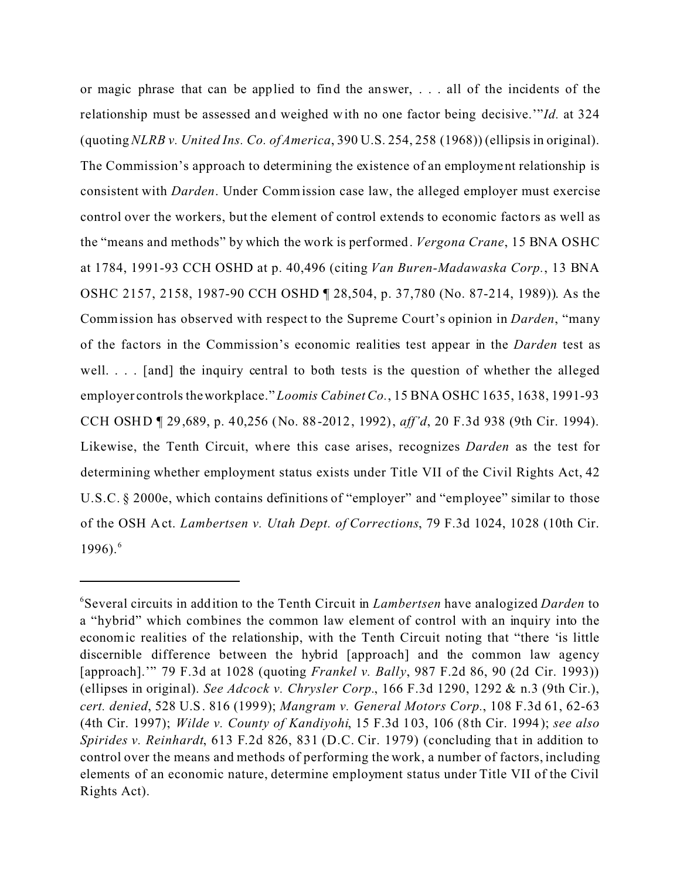or magic phrase that can be applied to find the answer, . . . all of the incidents of the relationship must be assessed and weighed with no one factor being decisive.'"*Id.* at 324 (quoting *NLRB v. United Ins. Co. of America*, 390 U.S. 254, 258 (1968)) (ellipsis in original). The Commission's approach to determining the existence of an employment relationship is consistent with *Darden*. Under Commission case law, the alleged employer must exercise control over the workers, but the element of control extends to economic factors as well as the "means and methods" by which the work is performed. *Vergona Crane*, 15 BNA OSHC at 1784, 1991-93 CCH OSHD at p. 40,496 (citing *Van Buren-Madawaska Corp.*, 13 BNA OSHC 2157, 2158, 1987-90 CCH OSHD ¶ 28,504, p. 37,780 (No. 87-214, 1989)). As the Commission has observed with respect to the Supreme Court's opinion in *Darden*, "many of the factors in the Commission's economic realities test appear in the *Darden* test as well. . . . [and] the inquiry central to both tests is the question of whether the alleged employer controls the workplace." *Loomis Cabinet Co.*, 15 BNA OSHC 1635, 1638, 1991-93 CCH OSHD ¶ 29,689, p. 40,256 (No. 88-2012, 1992), *aff'd*, 20 F.3d 938 (9th Cir. 1994). Likewise, the Tenth Circuit, where this case arises, recognizes *Darden* as the test for determining whether employment status exists under Title VII of the Civil Rights Act, 42 U.S.C. § 2000e, which contains definitions of "employer" and "employee" similar to those of the OSH Act. *Lambertsen v. Utah Dept. of Corrections*, 79 F.3d 1024, 1028 (10th Cir. 1996).[6]

---

[6]Several circuits in addition to the Tenth Circuit in *Lambertsen* have analogized *Darden* to a "hybrid" which combines the common law element of control with an inquiry into the economic realities of the relationship, with the Tenth Circuit noting that "there 'is little discernible difference between the hybrid [approach] and the common law agency [approach].'" 79 F.3d at 1028 (quoting *Frankel v. Bally*, 987 F.2d 86, 90 (2d Cir. 1993)) (ellipses in original). *See Adcock v. Chrysler Corp.*, 166 F.3d 1290, 1292 & n.3 (9th Cir.), *cert. denied*, 528 U.S. 816 (1999); *Mangram v. General Motors Corp.*, 108 F.3d 61, 62-63 (4th Cir. 1997); *Wilde v. County of Kandiyohi*, 15 F.3d 103, 106 (8th Cir. 1994); *see also Spirides v. Reinhardt*, 613 F.2d 826, 831 (D.C. Cir. 1979) (concluding that in addition to control over the means and methods of performing the work, a number of factors, including elements of an economic nature, determine employment status under Title VII of the Civil Rights Act).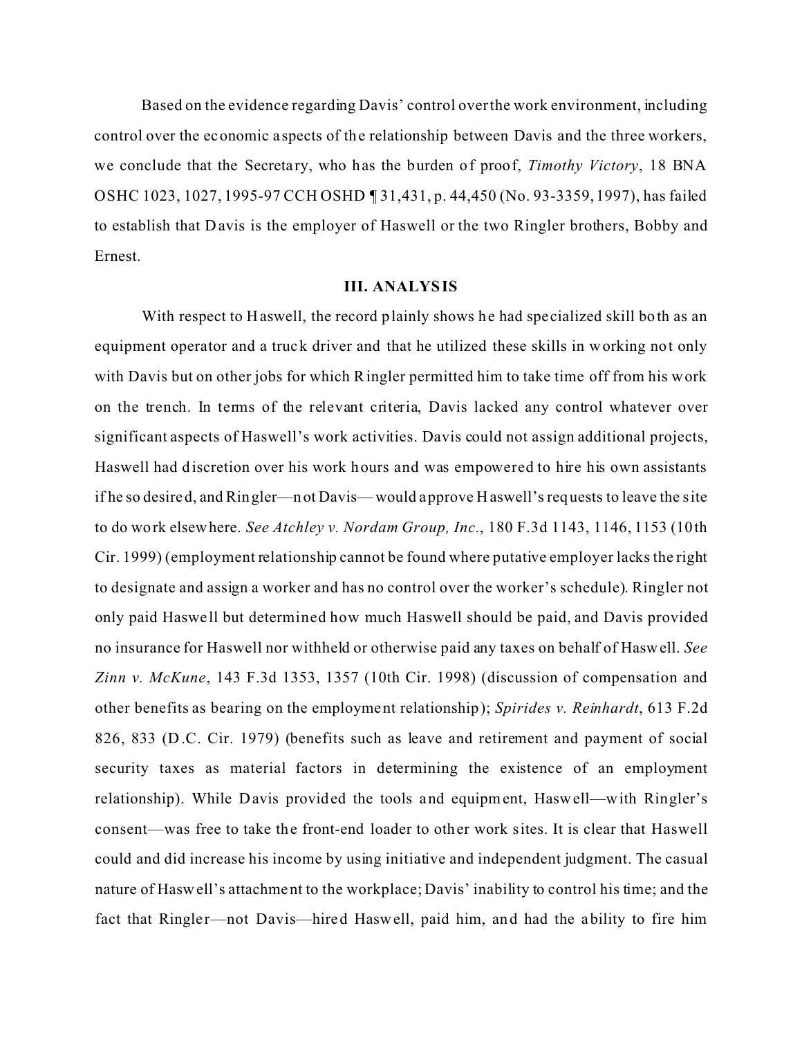Based on the evidence regarding Davis' control over the work environment, including control over the economic aspects of the relationship between Davis and the three workers, we conclude that the Secretary, who has the burden of proof, *Timothy Victory*, 18 BNA OSHC 1023, 1027, 1995-97 CCH OSHD ¶ 31,431, p. 44,450 (No. 93-3359, 1997), has failed to establish that Davis is the employer of Haswell or the two Ringler brothers, Bobby and Ernest.

## III. ANALYSIS

With respect to Haswell, the record plainly shows he had specialized skill both as an equipment operator and a truck driver and that he utilized these skills in working not only with Davis but on other jobs for which Ringler permitted him to take time off from his work on the trench. In terms of the relevant criteria, Davis lacked any control whatever over significant aspects of Haswell's work activities. Davis could not assign additional projects, Haswell had discretion over his work hours and was empowered to hire his own assistants if he so desired, and Ringler—not Davis—would approve Haswell's requests to leave the site to do work elsewhere. *See Atchley v. Nordam Group, Inc.*, 180 F.3d 1143, 1146, 1153 (10th Cir. 1999) (employment relationship cannot be found where putative employer lacks the right to designate and assign a worker and has no control over the worker's schedule). Ringler not only paid Haswell but determined how much Haswell should be paid, and Davis provided no insurance for Haswell nor withheld or otherwise paid any taxes on behalf of Haswell. *See Zinn v. McKune*, 143 F.3d 1353, 1357 (10th Cir. 1998) (discussion of compensation and other benefits as bearing on the employment relationship); *Spirides v. Reinhardt*, 613 F.2d 826, 833 (D.C. Cir. 1979) (benefits such as leave and retirement and payment of social security taxes as material factors in determining the existence of an employment relationship). While Davis provided the tools and equipment, Haswell—with Ringler's consent—was free to take the front-end loader to other work sites. It is clear that Haswell could and did increase his income by using initiative and independent judgment. The casual nature of Haswell's attachment to the workplace; Davis' inability to control his time; and the fact that Ringler—not Davis—hired Haswell, paid him, and had the ability to fire him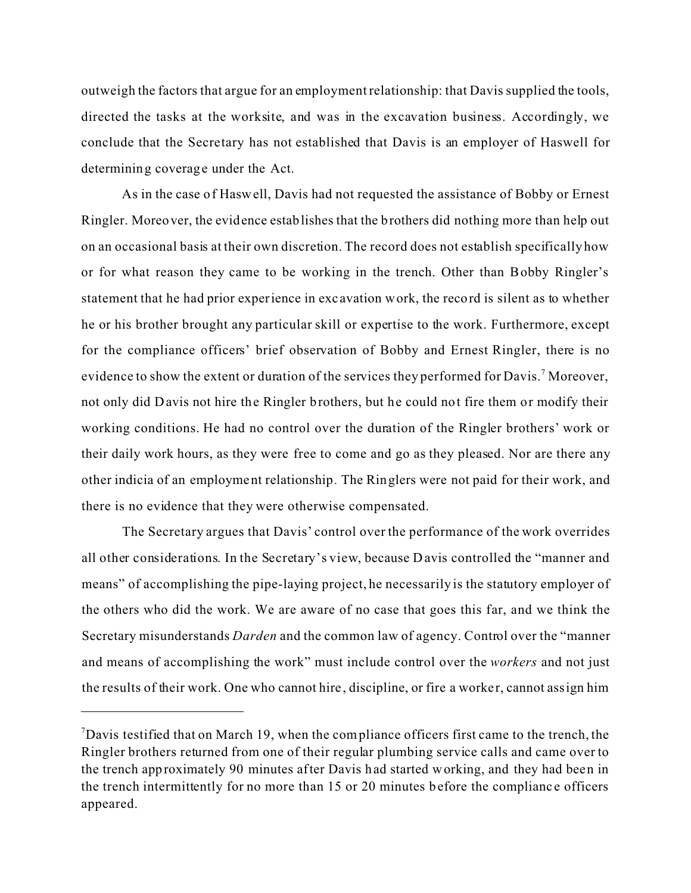outweigh the factors that argue for an employment relationship: that Davis supplied the tools, directed the tasks at the worksite, and was in the excavation business. Accordingly, we conclude that the Secretary has not established that Davis is an employer of Haswell for determining coverage under the Act.

As in the case of Haswell, Davis had not requested the assistance of Bobby or Ernest Ringler. Moreover, the evidence establishes that the brothers did nothing more than help out on an occasional basis at their own discretion. The record does not establish specifically how or for what reason they came to be working in the trench. Other than Bobby Ringler's statement that he had prior experience in excavation work, the record is silent as to whether he or his brother brought any particular skill or expertise to the work. Furthermore, except for the compliance officers' brief observation of Bobby and Ernest Ringler, there is no evidence to show the extent or duration of the services they performed for Davis.[7] Moreover, not only did Davis not hire the Ringler brothers, but he could not fire them or modify their working conditions. He had no control over the duration of the Ringler brothers' work or their daily work hours, as they were free to come and go as they pleased. Nor are there any other indicia of an employment relationship. The Ringlers were not paid for their work, and there is no evidence that they were otherwise compensated.

The Secretary argues that Davis' control over the performance of the work overrides all other considerations. In the Secretary's view, because Davis controlled the "manner and means" of accomplishing the pipe-laying project, he necessarily is the statutory employer of the others who did the work. We are aware of no case that goes this far, and we think the Secretary misunderstands *Darden* and the common law of agency. Control over the "manner and means of accomplishing the work" must include control over the *workers* and not just the results of their work. One who cannot hire, discipline, or fire a worker, cannot assign him

---

[7]Davis testified that on March 19, when the compliance officers first came to the trench, the Ringler brothers returned from one of their regular plumbing service calls and came over to the trench approximately 90 minutes after Davis had started working, and they had been in the trench intermittently for no more than 15 or 20 minutes before the compliance officers appeared.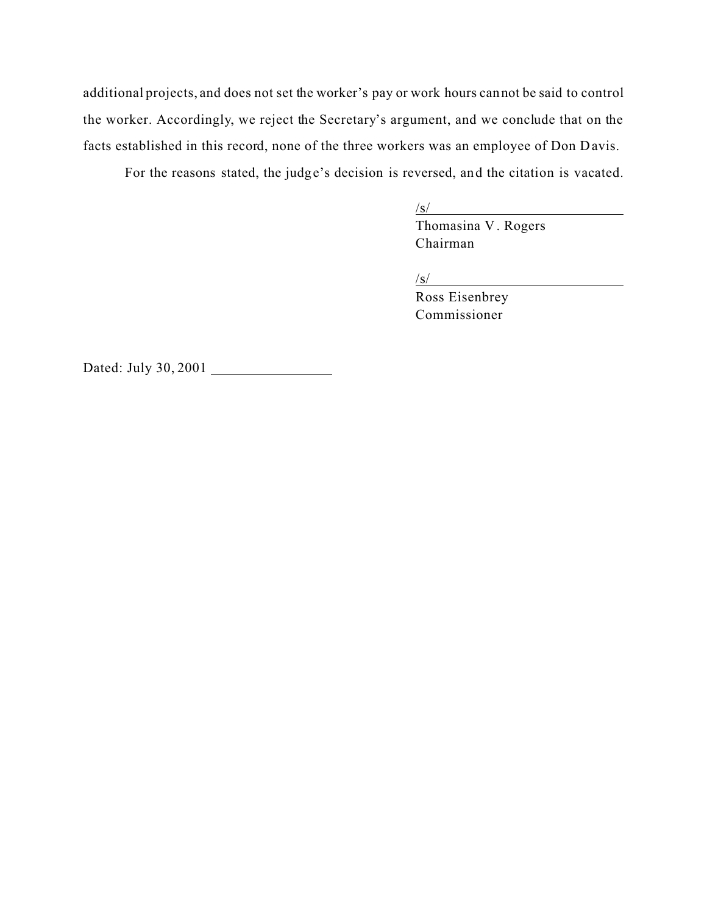additional projects, and does not set the worker's pay or work hours cannot be said to control the worker. Accordingly, we reject the Secretary's argument, and we conclude that on the facts established in this record, none of the three workers was an employee of Don Davis.

For the reasons stated, the judge's decision is reversed, and the citation is vacated.

/s/
Thomasina V. Rogers
Chairman

/s/
Ross Eisenbrey
Commissioner

Dated: July 30, 2001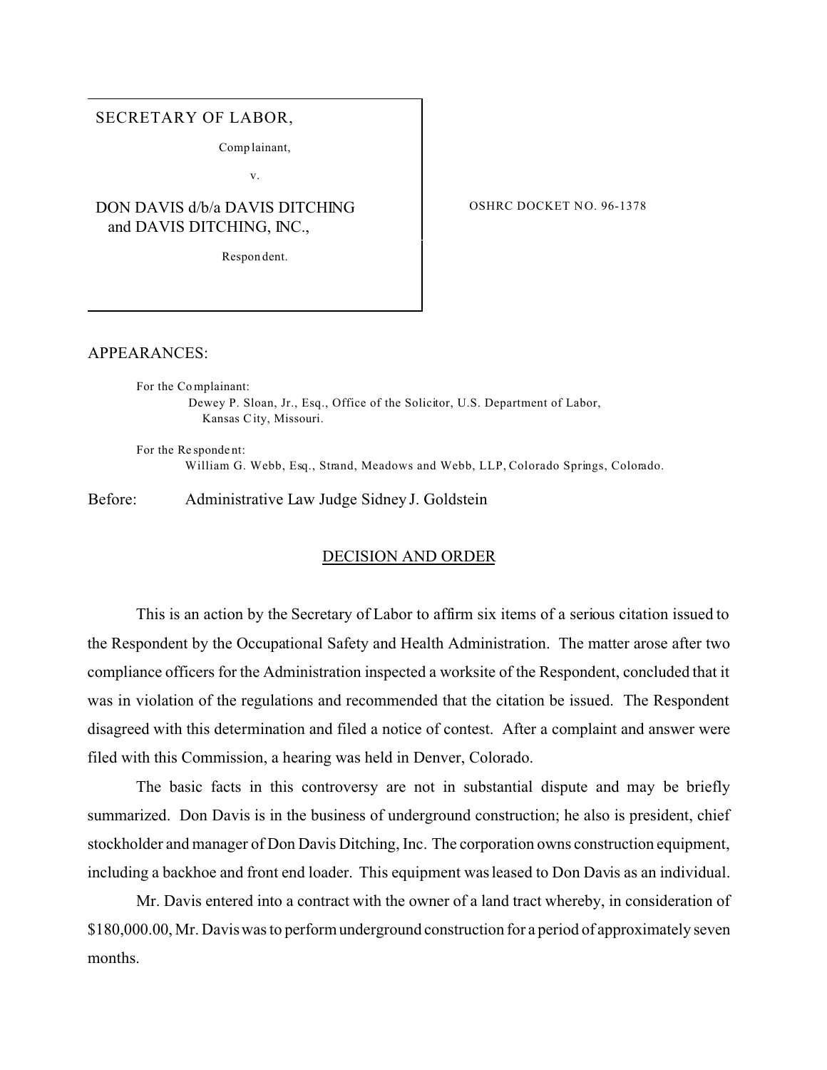SECRETARY OF LABOR,

Complainant,

v.

DON DAVIS d/b/a DAVIS DITCHING and DAVIS DITCHING, INC.,

Respondent.

OSHRC DOCKET NO. 96-1378

APPEARANCES:

For the Complainant:
Dewey P. Sloan, Jr., Esq., Office of the Solicitor, U.S. Department of Labor, Kansas City, Missouri.

For the Respondent:
William G. Webb, Esq., Strand, Meadows and Webb, LLP, Colorado Springs, Colorado.

Before: Administrative Law Judge Sidney J. Goldstein

## DECISION AND ORDER

This is an action by the Secretary of Labor to affirm six items of a serious citation issued to the Respondent by the Occupational Safety and Health Administration. The matter arose after two compliance officers for the Administration inspected a worksite of the Respondent, concluded that it was in violation of the regulations and recommended that the citation be issued. The Respondent disagreed with this determination and filed a notice of contest. After a complaint and answer were filed with this Commission, a hearing was held in Denver, Colorado.

The basic facts in this controversy are not in substantial dispute and may be briefly summarized. Don Davis is in the business of underground construction; he also is president, chief stockholder and manager of Don Davis Ditching, Inc. The corporation owns construction equipment, including a backhoe and front end loader. This equipment was leased to Don Davis as an individual.

Mr. Davis entered into a contract with the owner of a land tract whereby, in consideration of $180,000.00, Mr. Davis was to perform underground construction for a period of approximately seven months.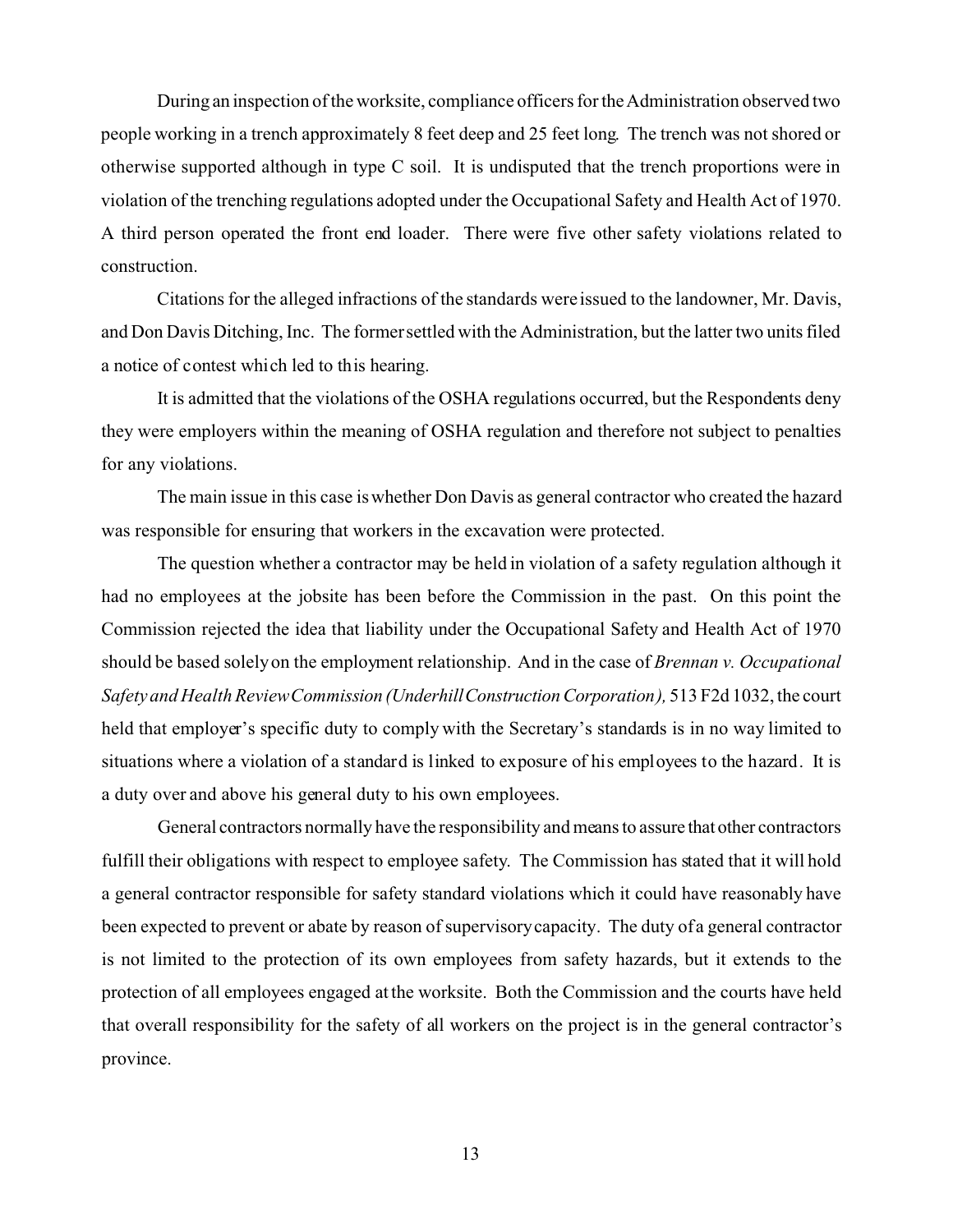During an inspection of the worksite, compliance officers for the Administration observed two people working in a trench approximately 8 feet deep and 25 feet long. The trench was not shored or otherwise supported although in type C soil. It is undisputed that the trench proportions were in violation of the trenching regulations adopted under the Occupational Safety and Health Act of 1970. A third person operated the front end loader. There were five other safety violations related to construction.

Citations for the alleged infractions of the standards were issued to the landowner, Mr. Davis, and Don Davis Ditching, Inc. The former settled with the Administration, but the latter two units filed a notice of contest which led to this hearing.

It is admitted that the violations of the OSHA regulations occurred, but the Respondents deny they were employers within the meaning of OSHA regulation and therefore not subject to penalties for any violations.

The main issue in this case is whether Don Davis as general contractor who created the hazard was responsible for ensuring that workers in the excavation were protected.

The question whether a contractor may be held in violation of a safety regulation although it had no employees at the jobsite has been before the Commission in the past. On this point the Commission rejected the idea that liability under the Occupational Safety and Health Act of 1970 should be based solely on the employment relationship. And in the case of *Brennan v. Occupational Safety and Health Review Commission (Underhill Construction Corporation),* 513 F2d 1032, the court held that employer's specific duty to comply with the Secretary's standards is in no way limited to situations where a violation of a standard is linked to exposure of his employees to the hazard. It is a duty over and above his general duty to his own employees.

General contractors normally have the responsibility and means to assure that other contractors fulfill their obligations with respect to employee safety. The Commission has stated that it will hold a general contractor responsible for safety standard violations which it could have reasonably have been expected to prevent or abate by reason of supervisory capacity. The duty of a general contractor is not limited to the protection of its own employees from safety hazards, but it extends to the protection of all employees engaged at the worksite. Both the Commission and the courts have held that overall responsibility for the safety of all workers on the project is in the general contractor's province.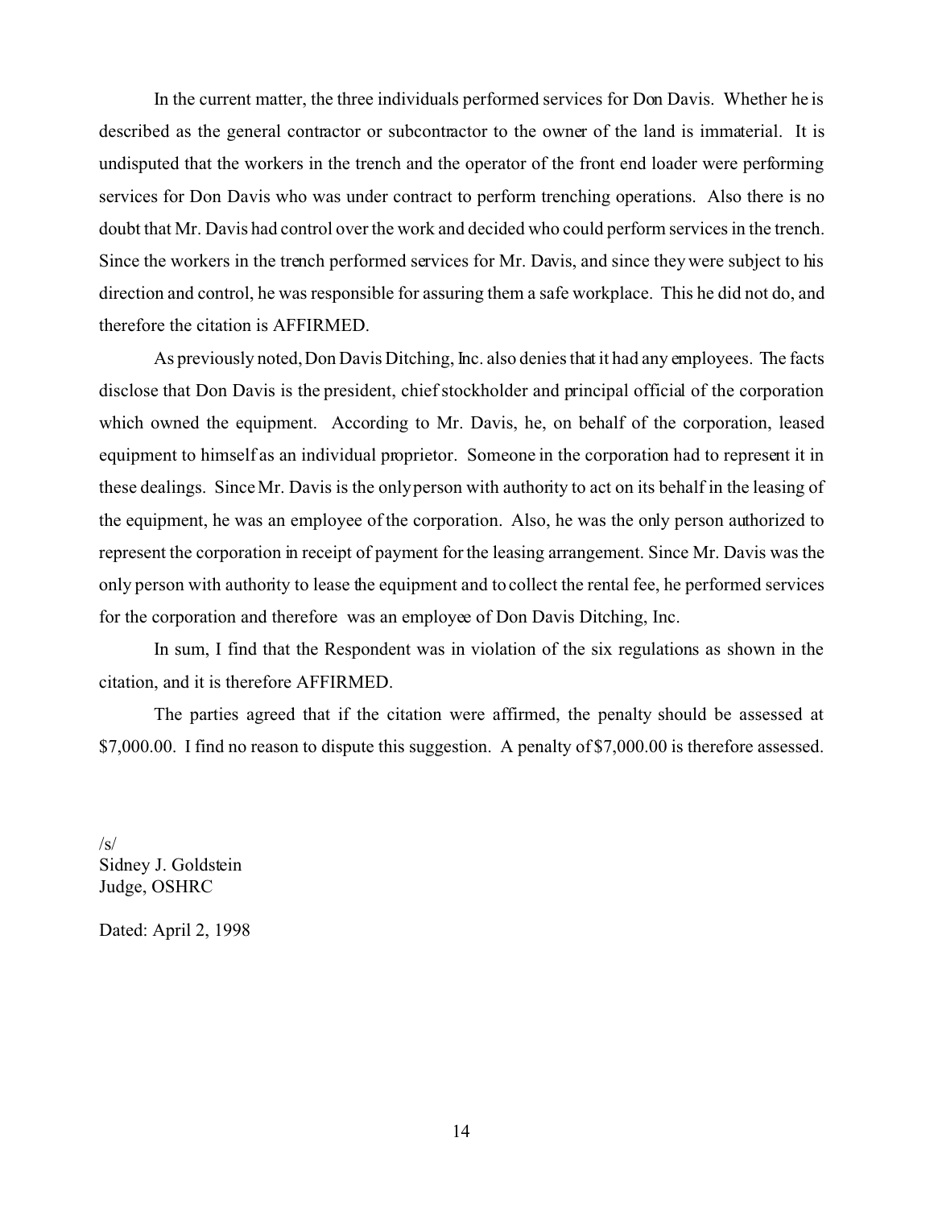In the current matter, the three individuals performed services for Don Davis. Whether he is described as the general contractor or subcontractor to the owner of the land is immaterial. It is undisputed that the workers in the trench and the operator of the front end loader were performing services for Don Davis who was under contract to perform trenching operations. Also there is no doubt that Mr. Davis had control over the work and decided who could perform services in the trench. Since the workers in the trench performed services for Mr. Davis, and since they were subject to his direction and control, he was responsible for assuring them a safe workplace. This he did not do, and therefore the citation is AFFIRMED.

As previously noted, Don Davis Ditching, Inc. also denies that it had any employees. The facts disclose that Don Davis is the president, chief stockholder and principal official of the corporation which owned the equipment. According to Mr. Davis, he, on behalf of the corporation, leased equipment to himself as an individual proprietor. Someone in the corporation had to represent it in these dealings. Since Mr. Davis is the only person with authority to act on its behalf in the leasing of the equipment, he was an employee of the corporation. Also, he was the only person authorized to represent the corporation in receipt of payment for the leasing arrangement. Since Mr. Davis was the only person with authority to lease the equipment and to collect the rental fee, he performed services for the corporation and therefore was an employee of Don Davis Ditching, Inc.

In sum, I find that the Respondent was in violation of the six regulations as shown in the citation, and it is therefore AFFIRMED.

The parties agreed that if the citation were affirmed, the penalty should be assessed at $7,000.00. I find no reason to dispute this suggestion. A penalty of $7,000.00 is therefore assessed.

/s/
Sidney J. Goldstein
Judge, OSHRC

Dated: April 2, 1998